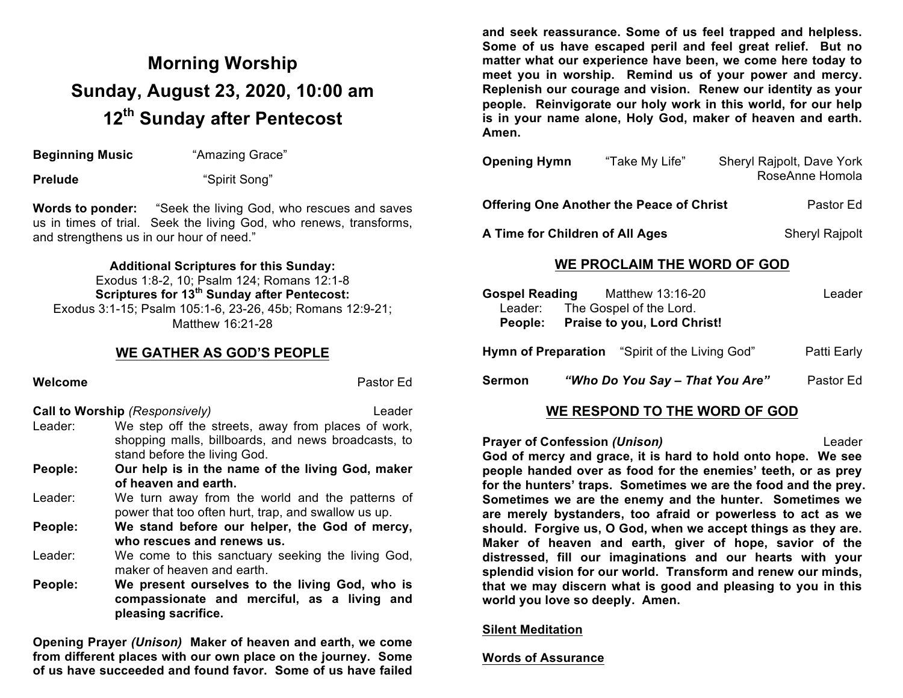# Morning Worship

# Sunday, August 23, 2020, 10:00 am

# 12th Sunday after Pentecost

**Beginning Music** "Amazing Grace"

**Prelude** "Spirit Song"

**Words to ponder:** "Seek the living God, who rescues and saves us in times of trial. Seek the living God, who renews, transforms, and strengthens us in our hour of need."

**Additional Scriptures for this Sunday:**
Exodus 1:8-2, 10; Psalm 124; Romans 12:1-8
**Scriptures for 13th Sunday after Pentecost:**
Exodus 3:1-15; Psalm 105:1-6, 23-26, 45b; Romans 12:9-21; Matthew 16:21-28

## WE GATHER AS GOD'S PEOPLE

**Welcome** Pastor Ed

**Call to Worship** *(Responsively)* Leader

Leader: We step off the streets, away from places of work, shopping malls, billboards, and news broadcasts, to stand before the living God.

**People: Our help is in the name of the living God, maker of heaven and earth.**

Leader: We turn away from the world and the patterns of power that too often hurt, trap, and swallow us up.

**People: We stand before our helper, the God of mercy, who rescues and renews us.**

Leader: We come to this sanctuary seeking the living God, maker of heaven and earth.

**People: We present ourselves to the living God, who is compassionate and merciful, as a living and pleasing sacrifice.**

**Opening Prayer *(Unison)* Maker of heaven and earth, we come from different places with our own place on the journey. Some of us have succeeded and found favor. Some of us have failed and seek reassurance. Some of us feel trapped and helpless. Some of us have escaped peril and feel great relief. But no matter what our experience have been, we come here today to meet you in worship. Remind us of your power and mercy. Replenish our courage and vision. Renew our identity as your people. Reinvigorate our holy work in this world, for our help is in your name alone, Holy God, maker of heaven and earth. Amen.**

**Opening Hymn** "Take My Life" Sheryl Rajpolt, Dave York RoseAnne Homola

**Offering One Another the Peace of Christ** Pastor Ed

**A Time for Children of All Ages** Sheryl Rajpolt

## WE PROCLAIM THE WORD OF GOD

**Gospel Reading** Matthew 13:16-20 Leader

Leader: The Gospel of the Lord.
**People: Praise to you, Lord Christ!**

**Hymn of Preparation** "Spirit of the Living God" Patti Early

**Sermon** ***"Who Do You Say – That You Are"*** Pastor Ed

## WE RESPOND TO THE WORD OF GOD

**Prayer of Confession *(Unison)*** Leader

**God of mercy and grace, it is hard to hold onto hope. We see people handed over as food for the enemies' teeth, or as prey for the hunters' traps. Sometimes we are the food and the prey. Sometimes we are the enemy and the hunter. Sometimes we are merely bystanders, too afraid or powerless to act as we should. Forgive us, O God, when we accept things as they are. Maker of heaven and earth, giver of hope, savior of the distressed, fill our imaginations and our hearts with your splendid vision for our world. Transform and renew our minds, that we may discern what is good and pleasing to you in this world you love so deeply. Amen.**

**Silent Meditation**

**Words of Assurance**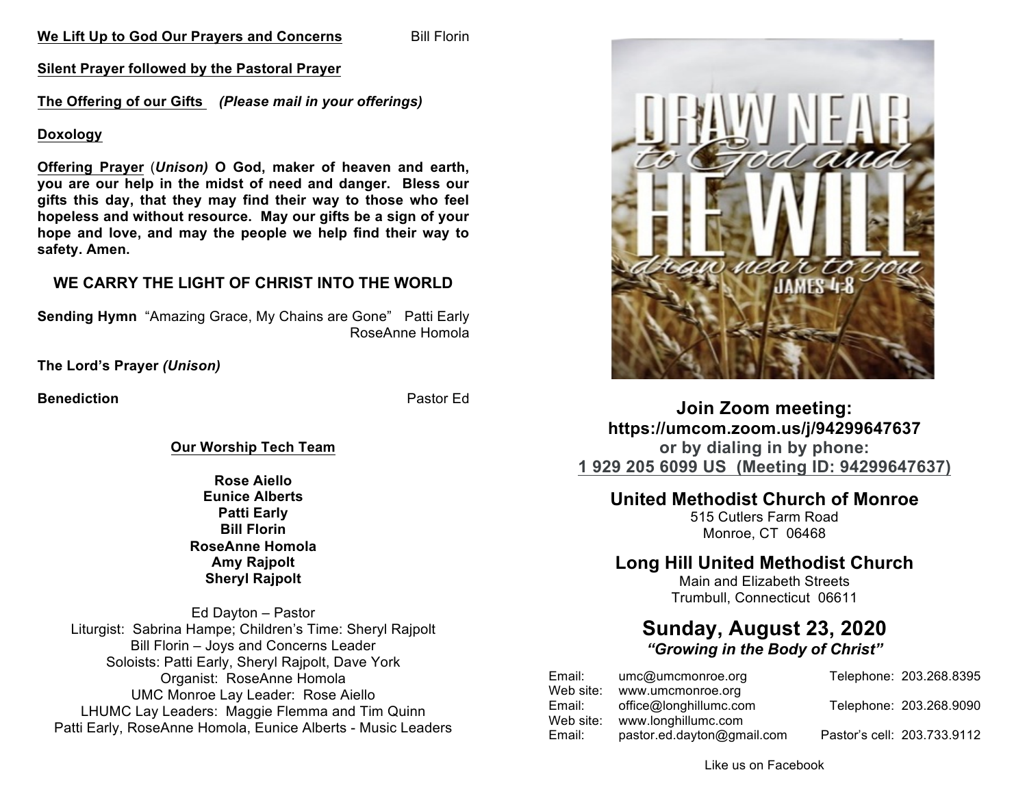**We Lift Up to God Our Prayers and Concerns** Bill Florin

**Silent Prayer followed by the Pastoral Prayer**

**The Offering of our Gifts** ***(Please mail in your offerings)***

**Doxology**

**Offering Prayer** (***Unison)*** **O God, maker of heaven and earth, you are our help in the midst of need and danger. Bless our gifts this day, that they may find their way to those who feel hopeless and without resource. May our gifts be a sign of your hope and love, and may the people we help find their way to safety. Amen.**

## WE CARRY THE LIGHT OF CHRIST INTO THE WORLD

**Sending Hymn** "Amazing Grace, My Chains are Gone" Patti Early
RoseAnne Homola

**The Lord's Prayer** ***(Unison)***

**Benediction** Pastor Ed

**Our Worship Tech Team**

**Rose Aiello**
**Eunice Alberts**
**Patti Early**
**Bill Florin**
**RoseAnne Homola**
**Amy Rajpolt**
**Sheryl Rajpolt**

Ed Dayton – Pastor
Liturgist: Sabrina Hampe; Children's Time: Sheryl Rajpolt
Bill Florin – Joys and Concerns Leader
Soloists: Patti Early, Sheryl Rajpolt, Dave York
Organist: RoseAnne Homola
UMC Monroe Lay Leader: Rose Aiello
LHUMC Lay Leaders: Maggie Flemma and Tim Quinn
Patti Early, RoseAnne Homola, Eunice Alberts - Music Leaders

DRAW NEAR to God and HE WILL draw near to you
JAMES 4:8

**Join Zoom meeting:**
**https://umcom.zoom.us/j/94299647637**
**or by dialing in by phone:**
**1 929 205 6099 US (Meeting ID: 94299647637)**

## United Methodist Church of Monroe

515 Cutlers Farm Road
Monroe, CT 06468

## Long Hill United Methodist Church

Main and Elizabeth Streets
Trumbull, Connecticut 06611

# Sunday, August 23, 2020

***"Growing in the Body of Christ"***

| | | |
|---|---|---|
| Email: | umc@umcmonroe.org | Telephone: 203.268.8395 |
| Web site: | www.umcmonroe.org | |
| Email: | office@longhillumc.com | Telephone: 203.268.9090 |
| Web site: | www.longhillumc.com | |
| Email: | pastor.ed.dayton@gmail.com | Pastor's cell: 203.733.9112 |

Like us on Facebook